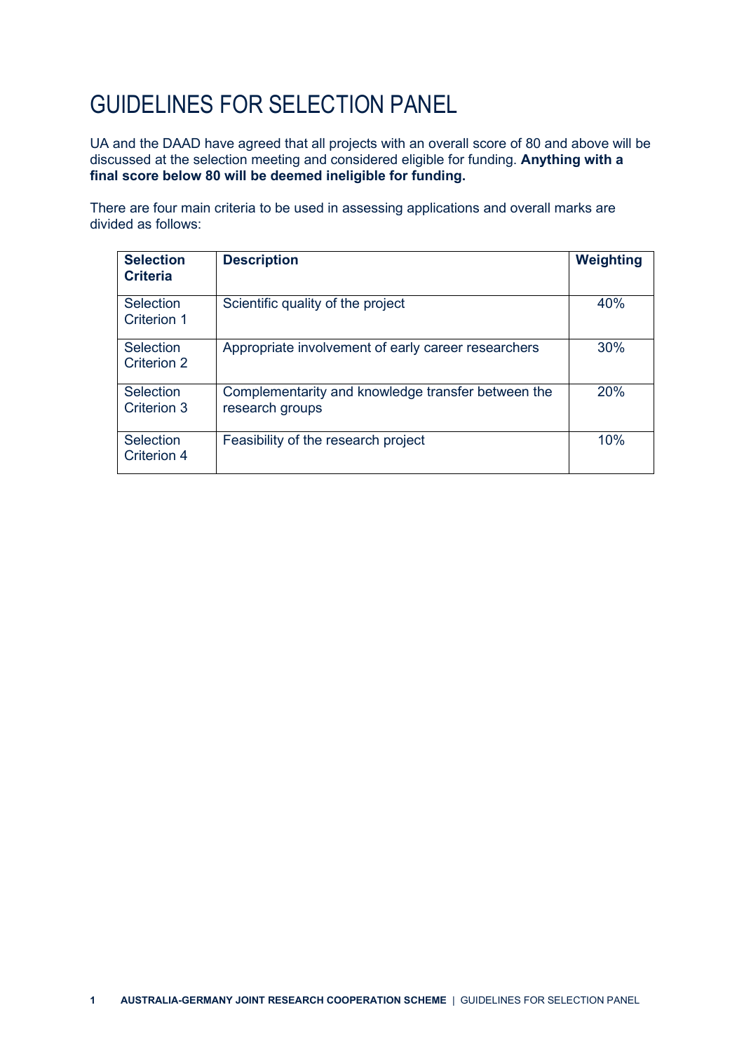# GUIDELINES FOR SELECTION PANEL

UA and the DAAD have agreed that all projects with an overall score of 80 and above will be discussed at the selection meeting and considered eligible for funding. **Anything with a final score below 80 will be deemed ineligible for funding.**

There are four main criteria to be used in assessing applications and overall marks are divided as follows:

| Selection Criteria | Description | Weighting |
|---|---|---|
| Selection Criterion 1 | Scientific quality of the project | 40% |
| Selection Criterion 2 | Appropriate involvement of early career researchers | 30% |
| Selection Criterion 3 | Complementarity and knowledge transfer between the research groups | 20% |
| Selection Criterion 4 | Feasibility of the research project | 10% |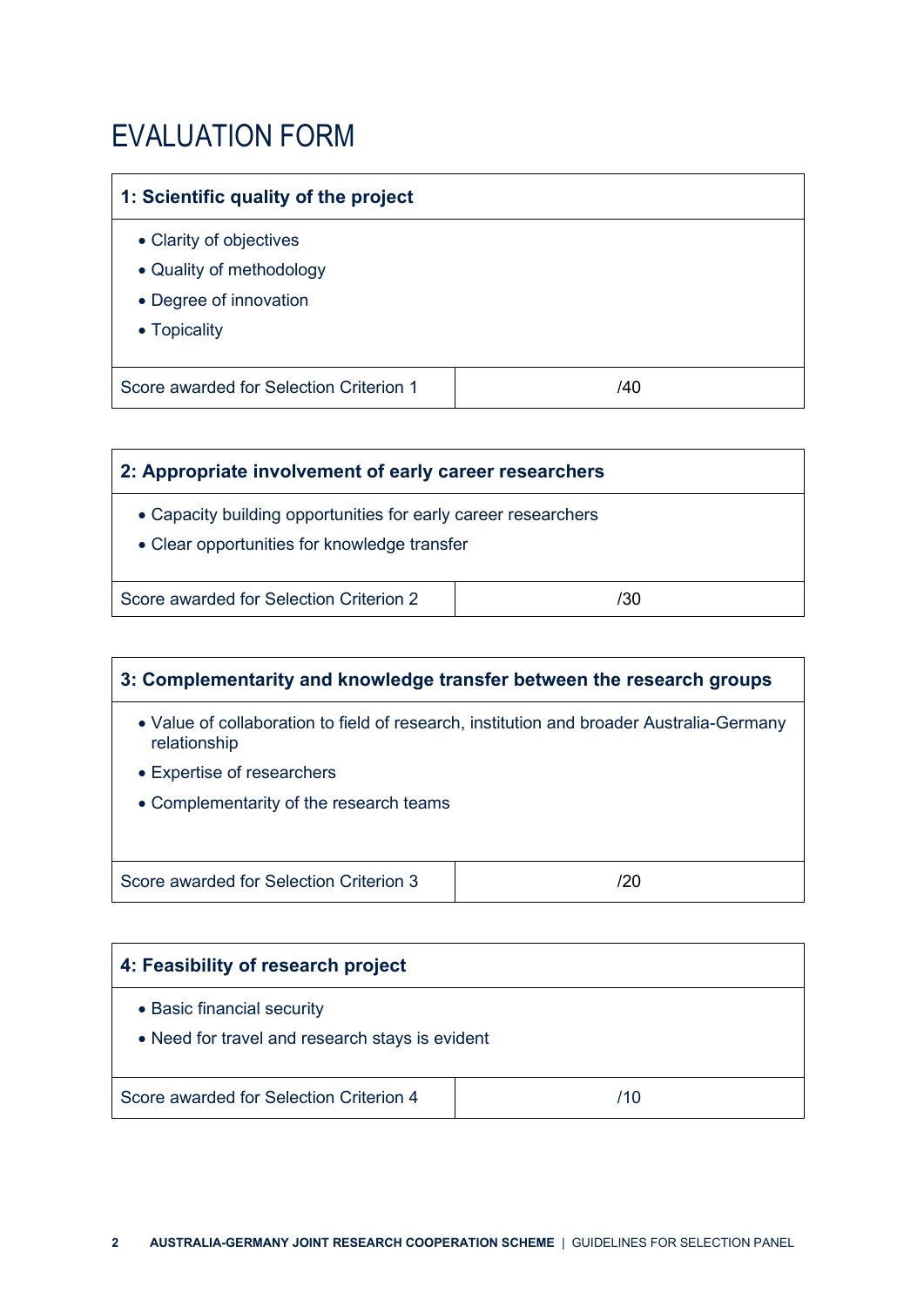# EVALUATION FORM

| 1: Scientific quality of the project | |
|---|---|
| • Clarity of objectives<br>• Quality of methodology<br>• Degree of innovation<br>• Topicality | |
| Score awarded for Selection Criterion 1 | /40 |

| 2: Appropriate involvement of early career researchers | |
|---|---|
| • Capacity building opportunities for early career researchers<br>• Clear opportunities for knowledge transfer | |
| Score awarded for Selection Criterion 2 | /30 |

| 3: Complementarity and knowledge transfer between the research groups | |
|---|---|
| • Value of collaboration to field of research, institution and broader Australia-Germany relationship<br>• Expertise of researchers<br>• Complementarity of the research teams | |
| Score awarded for Selection Criterion 3 | /20 |

| 4: Feasibility of research project | |
|---|---|
| • Basic financial security<br>• Need for travel and research stays is evident | |
| Score awarded for Selection Criterion 4 | /10 |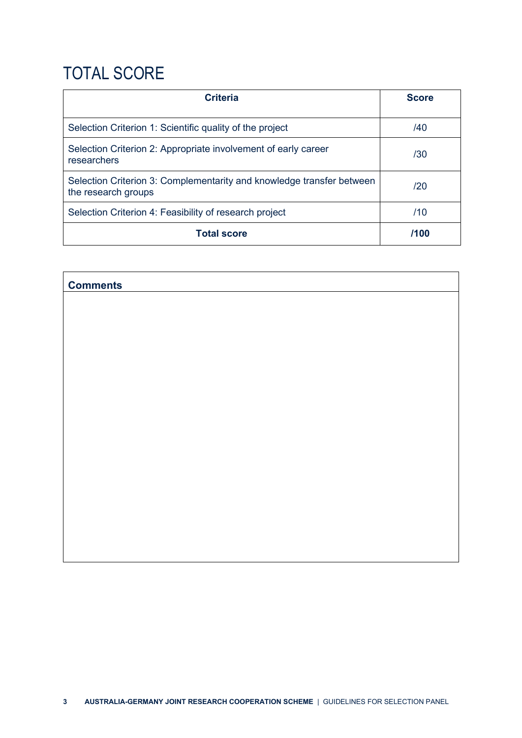# TOTAL SCORE

| Criteria | Score |
|---|---|
| Selection Criterion 1: Scientific quality of the project | /40 |
| Selection Criterion 2: Appropriate involvement of early career researchers | /30 |
| Selection Criterion 3: Complementarity and knowledge transfer between the research groups | /20 |
| Selection Criterion 4: Feasibility of research project | /10 |
| **Total score** | **/100** |

| **Comments** |
|---|
| |